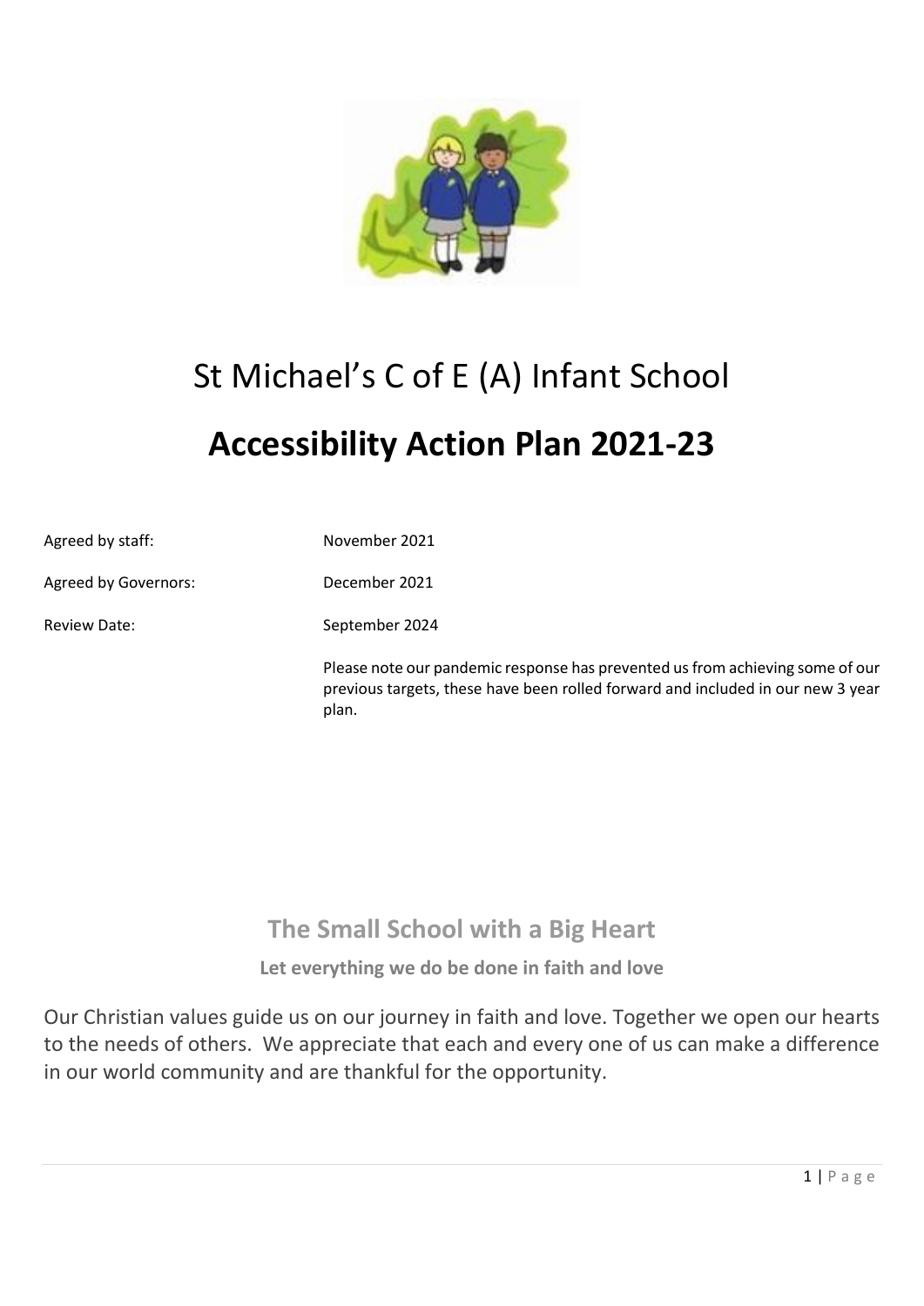# St Michael's C of E (A) Infant School

# **Accessibility Action Plan 2021-23**

| | |
|---|---|
| Agreed by staff: | November 2021 |
| Agreed by Governors: | December 2021 |
| Review Date: | September 2024 |
| | Please note our pandemic response has prevented us from achieving some of our previous targets, these have been rolled forward and included in our new 3 year plan. |

## **The Small School with a Big Heart**

**Let everything we do be done in faith and love**

Our Christian values guide us on our journey in faith and love. Together we open our hearts to the needs of others. We appreciate that each and every one of us can make a difference in our world community and are thankful for the opportunity.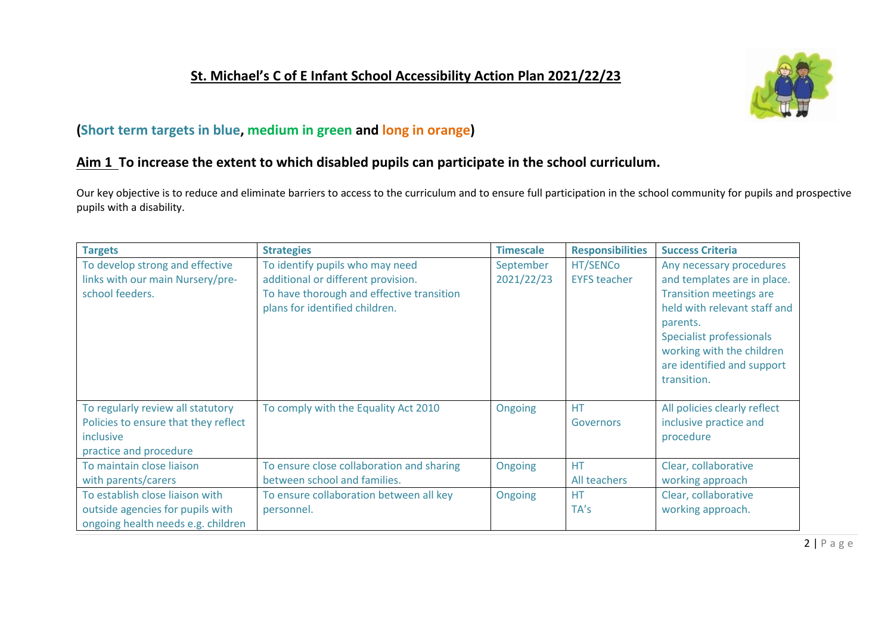# St. Michael's C of E Infant School Accessibility Action Plan 2021/22/23

**(Short term targets in blue, medium in green and long in orange)**

## Aim 1 To increase the extent to which disabled pupils can participate in the school curriculum.

Our key objective is to reduce and eliminate barriers to access to the curriculum and to ensure full participation in the school community for pupils and prospective pupils with a disability.

| Targets | Strategies | Timescale | Responsibilities | Success Criteria |
|---|---|---|---|---|
| To develop strong and effective links with our main Nursery/pre-school feeders. | To identify pupils who may need additional or different provision. To have thorough and effective transition plans for identified children. | September 2021/22/23 | HT/SENCo EYFS teacher | Any necessary procedures and templates are in place. Transition meetings are held with relevant staff and parents. Specialist professionals working with the children are identified and support transition. |
| To regularly review all statutory Policies to ensure that they reflect inclusive practice and procedure | To comply with the Equality Act 2010 | Ongoing | HT Governors | All policies clearly reflect inclusive practice and procedure |
| To maintain close liaison with parents/carers | To ensure close collaboration and sharing between school and families. | Ongoing | HT All teachers | Clear, collaborative working approach |
| To establish close liaison with outside agencies for pupils with ongoing health needs e.g. children | To ensure collaboration between all key personnel. | Ongoing | HT TA's | Clear, collaborative working approach. |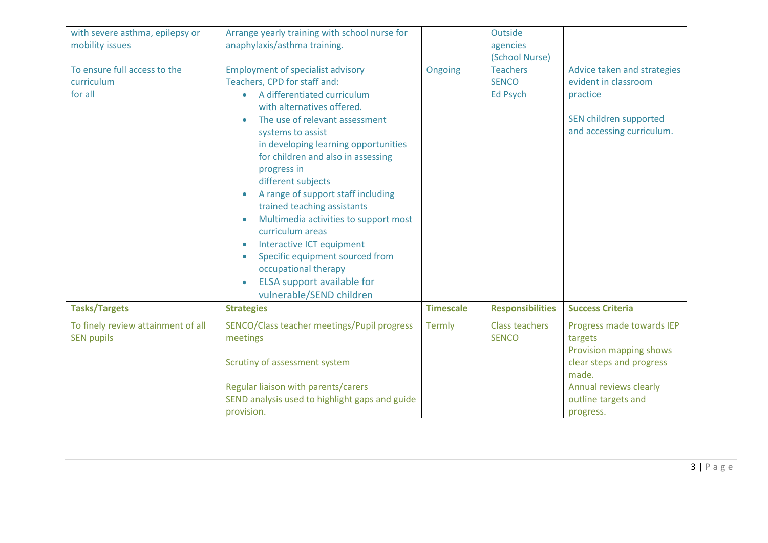| | | | | |
|---|---|---|---|---|
| with severe asthma, epilepsy or mobility issues | Arrange yearly training with school nurse for anaphylaxis/asthma training. | | Outside agencies (School Nurse) | |
| To ensure full access to the curriculum for all | Employment of specialist advisory Teachers, CPD for staff and:<br>• A differentiated curriculum with alternatives offered.<br>• The use of relevant assessment systems to assist in developing learning opportunities for children and also in assessing progress in different subjects<br>• A range of support staff including trained teaching assistants<br>• Multimedia activities to support most curriculum areas<br>• Interactive ICT equipment<br>• Specific equipment sourced from occupational therapy<br>• ELSA support available for vulnerable/SEND children | Ongoing | Teachers<br>SENCO<br>Ed Psych | Advice taken and strategies evident in classroom practice<br><br>SEN children supported and accessing curriculum. |
| **Tasks/Targets** | **Strategies** | **Timescale** | **Responsibilities** | **Success Criteria** |
| To finely review attainment of all SEN pupils | SENCO/Class teacher meetings/Pupil progress meetings<br><br>Scrutiny of assessment system<br><br>Regular liaison with parents/carers<br>SEND analysis used to highlight gaps and guide provision. | Termly | Class teachers<br>SENCO | Progress made towards IEP targets<br>Provision mapping shows clear steps and progress made.<br>Annual reviews clearly outline targets and progress. |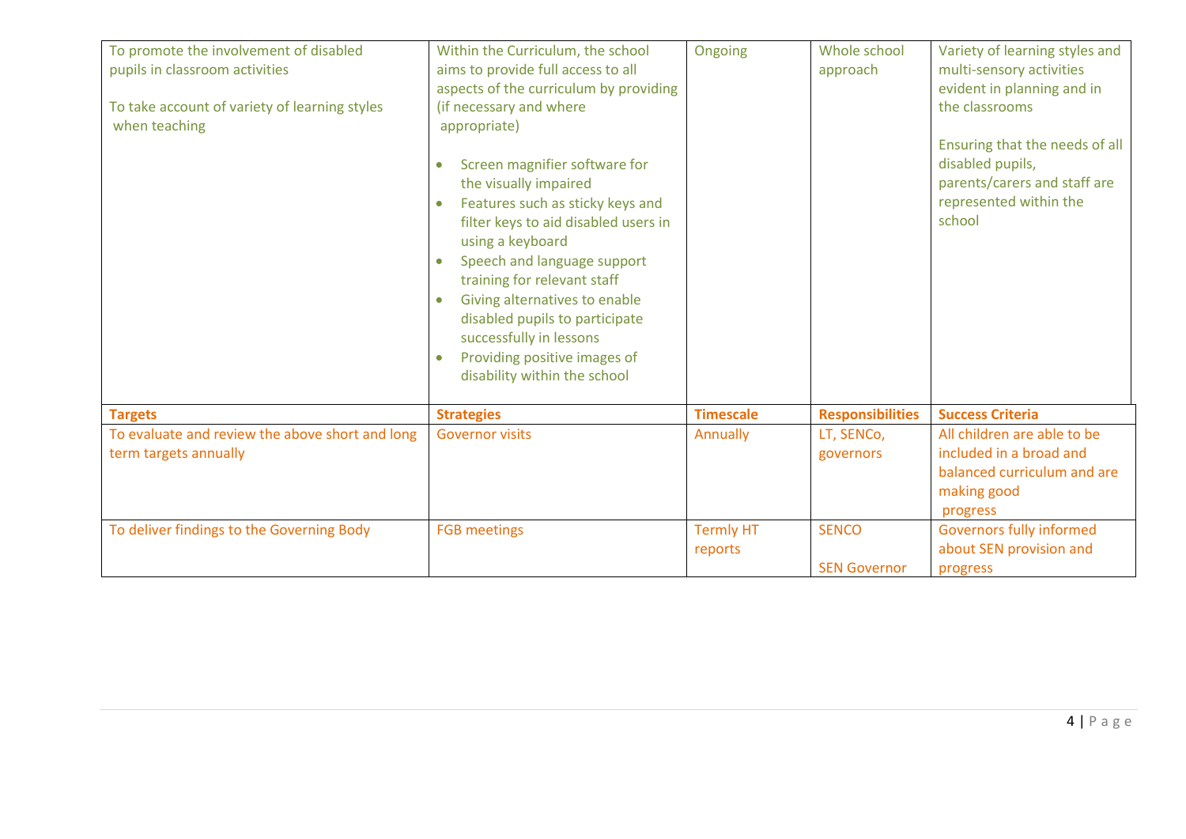| | | | | |
|---|---|---|---|---|
| To promote the involvement of disabled pupils in classroom activities<br><br>To take account of variety of learning styles when teaching | Within the Curriculum, the school aims to provide full access to all aspects of the curriculum by providing (if necessary and where appropriate)<br><br>• Screen magnifier software for the visually impaired<br>• Features such as sticky keys and filter keys to aid disabled users in using a keyboard<br>• Speech and language support training for relevant staff<br>• Giving alternatives to enable disabled pupils to participate successfully in lessons<br>• Providing positive images of disability within the school | Ongoing | Whole school approach | Variety of learning styles and multi-sensory activities evident in planning and in the classrooms<br><br>Ensuring that the needs of all disabled pupils, parents/carers and staff are represented within the school |
| **Targets** | **Strategies** | **Timescale** | **Responsibilities** | **Success Criteria** |
| To evaluate and review the above short and long term targets annually | Governor visits | Annually | LT, SENCo, governors | All children are able to be included in a broad and balanced curriculum and are making good progress |
| To deliver findings to the Governing Body | FGB meetings | Termly HT reports | SENCO<br><br>SEN Governor | Governors fully informed about SEN provision and progress |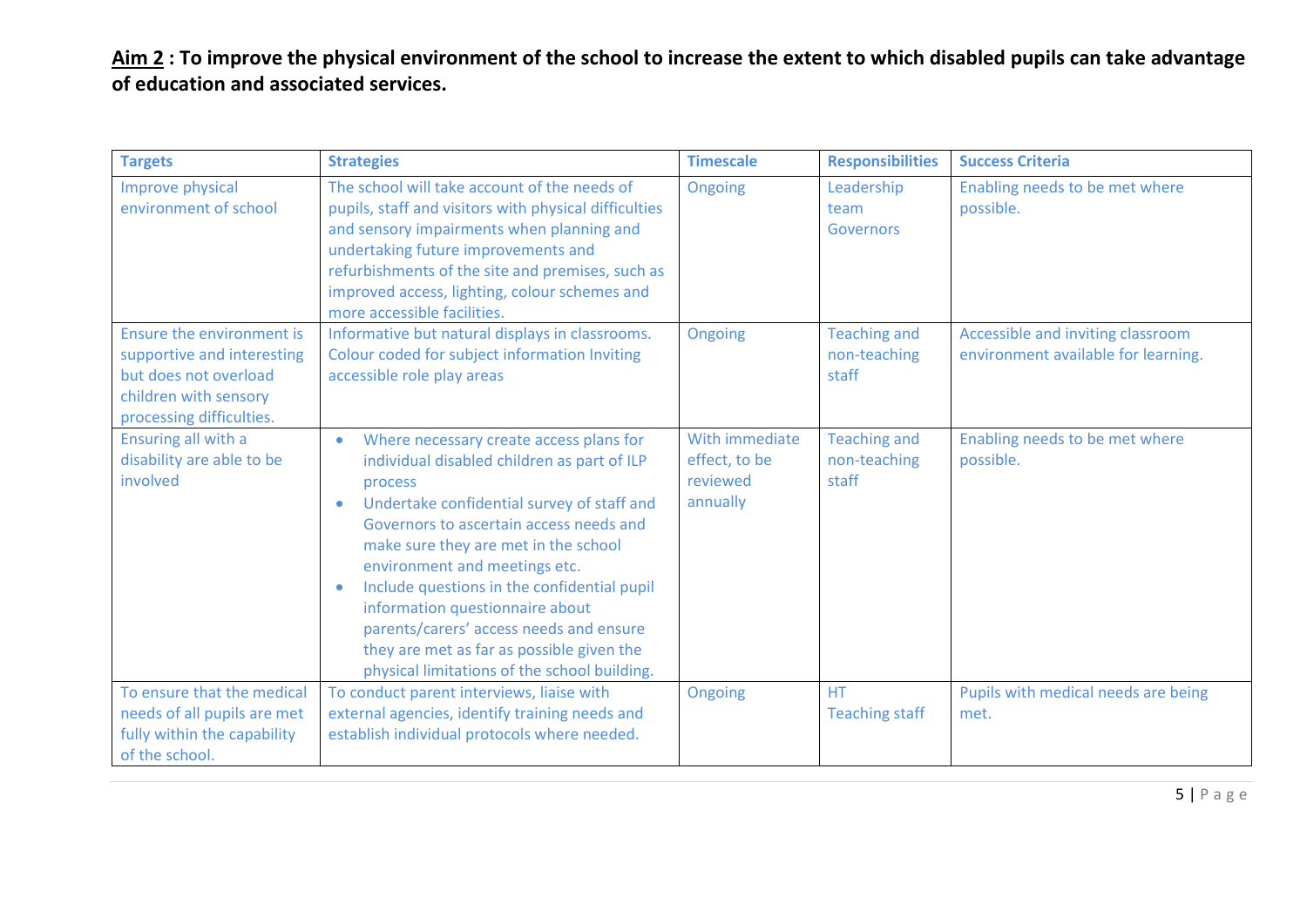**<u>Aim 2</u> : To improve the physical environment of the school to increase the extent to which disabled pupils can take advantage of education and associated services.**

| Targets | Strategies | Timescale | Responsibilities | Success Criteria |
|---|---|---|---|---|
| Improve physical environment of school | The school will take account of the needs of pupils, staff and visitors with physical difficulties and sensory impairments when planning and undertaking future improvements and refurbishments of the site and premises, such as improved access, lighting, colour schemes and more accessible facilities. | Ongoing | Leadership team<br>Governors | Enabling needs to be met where possible. |
| Ensure the environment is supportive and interesting but does not overload children with sensory processing difficulties. | Informative but natural displays in classrooms. Colour coded for subject information Inviting accessible role play areas | Ongoing | Teaching and non-teaching staff | Accessible and inviting classroom environment available for learning. |
| Ensuring all with a disability are able to be involved | • Where necessary create access plans for individual disabled children as part of ILP process<br>• Undertake confidential survey of staff and Governors to ascertain access needs and make sure they are met in the school environment and meetings etc.<br>• Include questions in the confidential pupil information questionnaire about parents/carers' access needs and ensure they are met as far as possible given the physical limitations of the school building. | With immediate effect, to be reviewed annually | Teaching and non-teaching staff | Enabling needs to be met where possible. |
| To ensure that the medical needs of all pupils are met fully within the capability of the school. | To conduct parent interviews, liaise with external agencies, identify training needs and establish individual protocols where needed. | Ongoing | HT<br>Teaching staff | Pupils with medical needs are being met. |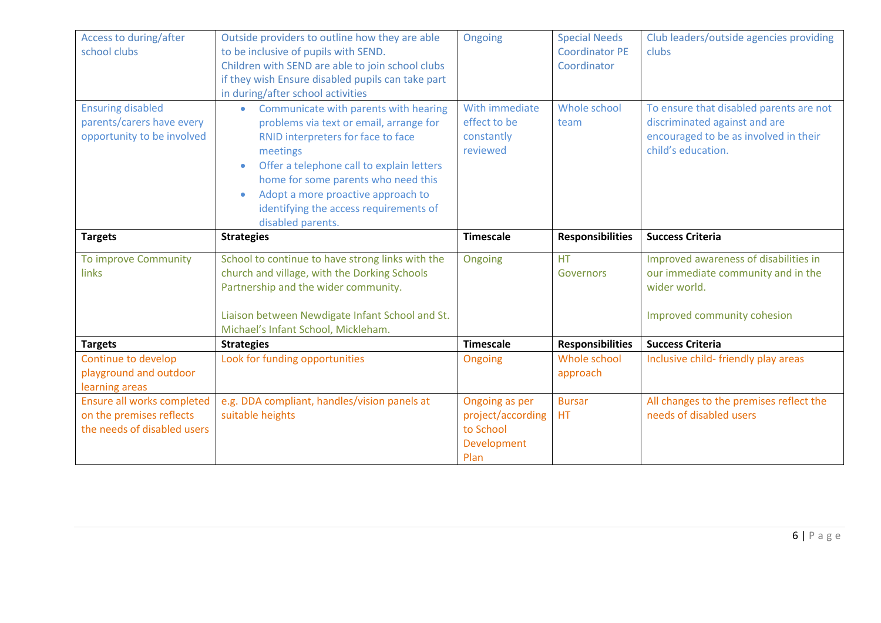| Access to during/after school clubs | Outside providers to outline how they are able to be inclusive of pupils with SEND.<br>Children with SEND are able to join school clubs if they wish Ensure disabled pupils can take part in during/after school activities | Ongoing | Special Needs Coordinator PE Coordinator | Club leaders/outside agencies providing clubs |
|---|---|---|---|---|
| Ensuring disabled parents/carers have every opportunity to be involved | • Communicate with parents with hearing problems via text or email, arrange for RNID interpreters for face to face meetings<br>• Offer a telephone call to explain letters home for some parents who need this<br>• Adopt a more proactive approach to identifying the access requirements of disabled parents. | With immediate effect to be constantly reviewed | Whole school team | To ensure that disabled parents are not discriminated against and are encouraged to be as involved in their child's education. |
| **Targets** | **Strategies** | **Timescale** | **Responsibilities** | **Success Criteria** |
| To improve Community links | School to continue to have strong links with the church and village, with the Dorking Schools Partnership and the wider community.<br><br>Liaison between Newdigate Infant School and St. Michael's Infant School, Mickleham. | Ongoing | HT<br>Governors | Improved awareness of disabilities in our immediate community and in the wider world.<br><br>Improved community cohesion |
| **Targets** | **Strategies** | **Timescale** | **Responsibilities** | **Success Criteria** |
| Continue to develop playground and outdoor learning areas | Look for funding opportunities | Ongoing | Whole school approach | Inclusive child- friendly play areas |
| Ensure all works completed on the premises reflects the needs of disabled users | e.g. DDA compliant, handles/vision panels at suitable heights | Ongoing as per project/according to School Development Plan | Bursar<br>HT | All changes to the premises reflect the needs of disabled users |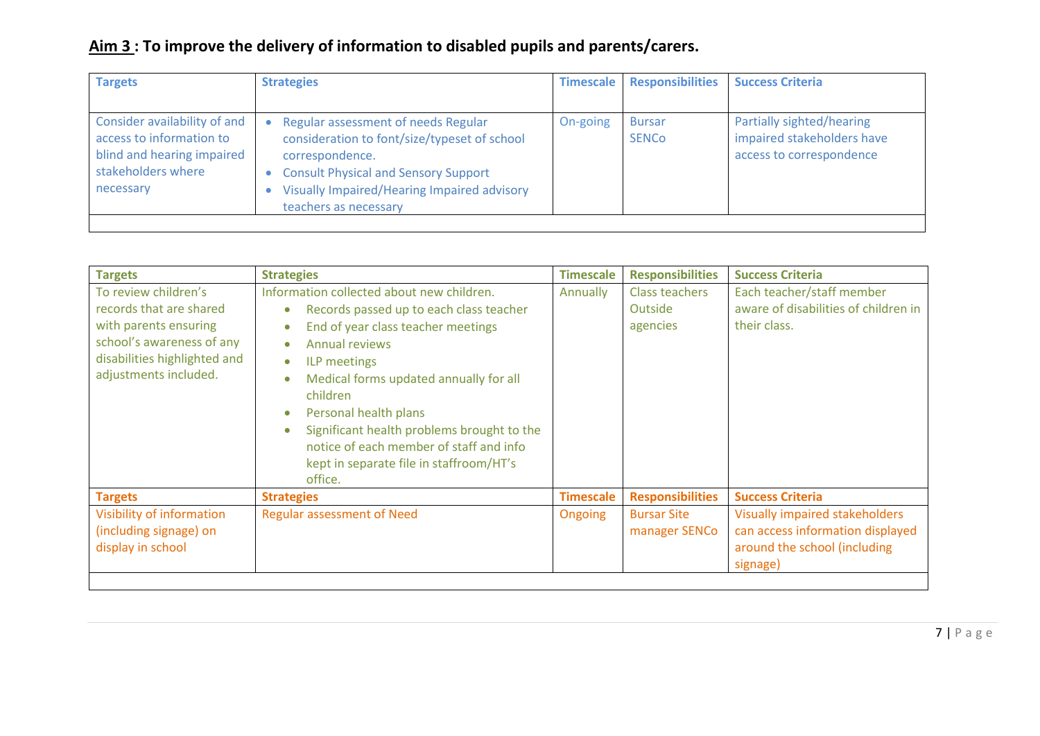## Aim 3 : To improve the delivery of information to disabled pupils and parents/carers.

| Targets | Strategies | Timescale | Responsibilities | Success Criteria |
|---|---|---|---|---|
| Consider availability of and access to information to blind and hearing impaired stakeholders where necessary | • Regular assessment of needs Regular consideration to font/size/typeset of school correspondence.<br>• Consult Physical and Sensory Support<br>• Visually Impaired/Hearing Impaired advisory teachers as necessary | On-going | Bursar<br>SENCo | Partially sighted/hearing impaired stakeholders have access to correspondence |

| Targets | Strategies | Timescale | Responsibilities | Success Criteria |
|---|---|---|---|---|
| To review children's records that are shared with parents ensuring school's awareness of any disabilities highlighted and adjustments included. | Information collected about new children.<br>• Records passed up to each class teacher<br>• End of year class teacher meetings<br>• Annual reviews<br>• ILP meetings<br>• Medical forms updated annually for all children<br>• Personal health plans<br>• Significant health problems brought to the notice of each member of staff and info kept in separate file in staffroom/HT's office. | Annually | Class teachers<br>Outside agencies | Each teacher/staff member aware of disabilities of children in their class. |
| **Targets** | **Strategies** | **Timescale** | **Responsibilities** | **Success Criteria** |
| Visibility of information (including signage) on display in school | Regular assessment of Need | Ongoing | Bursar Site manager SENCo | Visually impaired stakeholders can access information displayed around the school (including signage) |